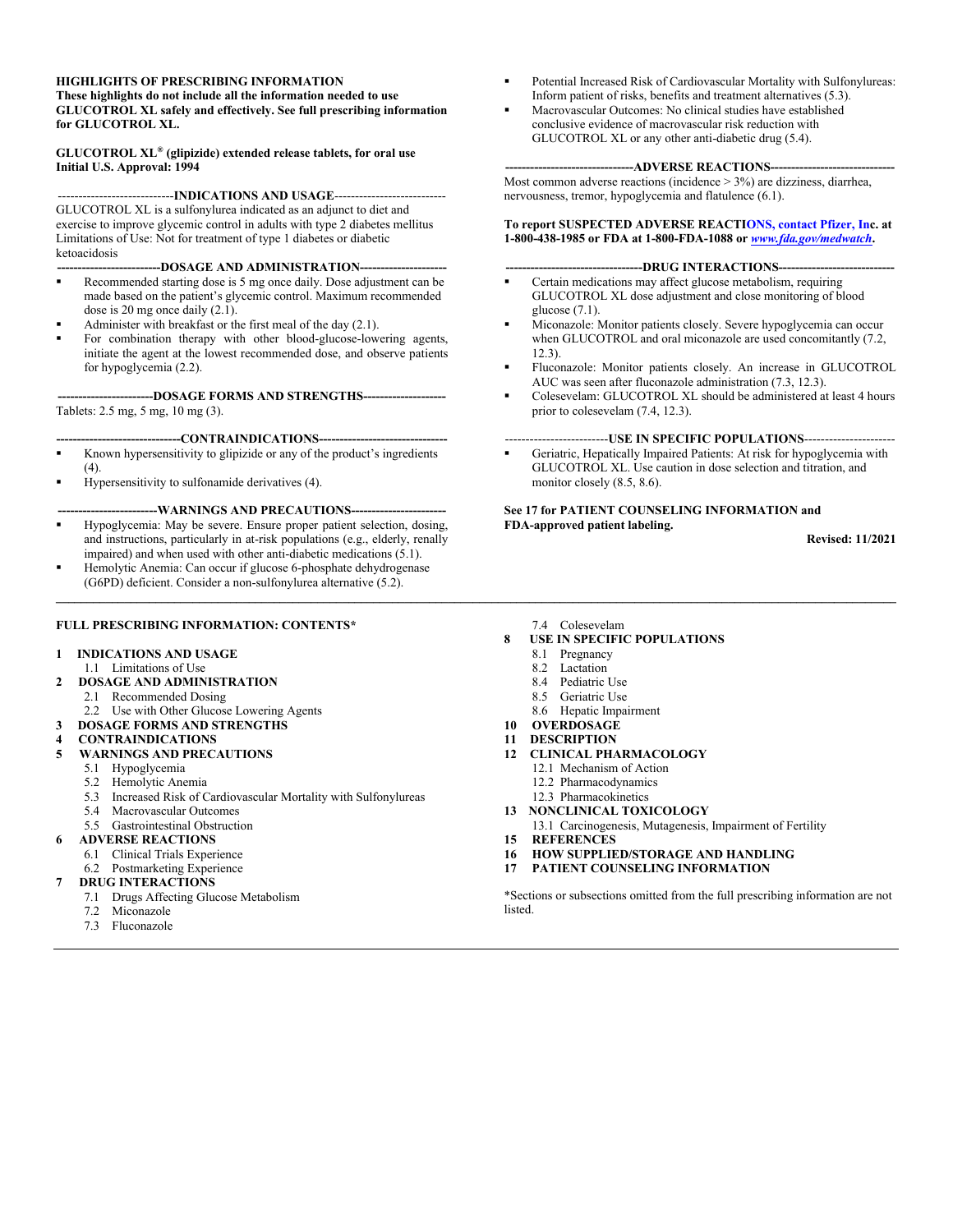**HIGHLIGHTS OF PRESCRIBING INFORMATION**
**These highlights do not include all the information needed to use GLUCOTROL XL safely and effectively. See full prescribing information for GLUCOTROL XL.**

**GLUCOTROL XL® (glipizide) extended release tablets, for oral use**
**Initial U.S. Approval: 1994**

**----------------------------INDICATIONS AND USAGE---------------------------**

GLUCOTROL XL is a sulfonylurea indicated as an adjunct to diet and exercise to improve glycemic control in adults with type 2 diabetes mellitus
Limitations of Use: Not for treatment of type 1 diabetes or diabetic ketoacidosis

**------------------------DOSAGE AND ADMINISTRATION---------------------**

- Recommended starting dose is 5 mg once daily. Dose adjustment can be made based on the patient's glycemic control. Maximum recommended dose is 20 mg once daily (2.1).
- Administer with breakfast or the first meal of the day (2.1).
- For combination therapy with other blood-glucose-lowering agents, initiate the agent at the lowest recommended dose, and observe patients for hypoglycemia (2.2).

**----------------------DOSAGE FORMS AND STRENGTHS--------------------**

Tablets: 2.5 mg, 5 mg, 10 mg (3).

**------------------------------CONTRAINDICATIONS------------------------------**

- Known hypersensitivity to glipizide or any of the product's ingredients (4).
- Hypersensitivity to sulfonamide derivatives (4).

**------------------------WARNINGS AND PRECAUTIONS-----------------------**

- Hypoglycemia: May be severe. Ensure proper patient selection, dosing, and instructions, particularly in at-risk populations (e.g., elderly, renally impaired) and when used with other anti-diabetic medications (5.1).
- Hemolytic Anemia: Can occur if glucose 6-phosphate dehydrogenase (G6PD) deficient. Consider a non-sulfonylurea alternative (5.2).
- Potential Increased Risk of Cardiovascular Mortality with Sulfonylureas: Inform patient of risks, benefits and treatment alternatives (5.3).
- Macrovascular Outcomes: No clinical studies have established conclusive evidence of macrovascular risk reduction with GLUCOTROL XL or any other anti-diabetic drug (5.4).

**-------------------------------ADVERSE REACTIONS------------------------------**

Most common adverse reactions (incidence > 3%) are dizziness, diarrhea, nervousness, tremor, hypoglycemia and flatulence (6.1).

**To report SUSPECTED ADVERSE REACTIONS, contact Pfizer, Inc. at 1-800-438-1985 or FDA at 1-800-FDA-1088 or *www.fda.gov/medwatch*.**

**--------------------------------DRUG INTERACTIONS----------------------------**

- Certain medications may affect glucose metabolism, requiring GLUCOTROL XL dose adjustment and close monitoring of blood glucose (7.1).
- Miconazole: Monitor patients closely. Severe hypoglycemia can occur when GLUCOTROL and oral miconazole are used concomitantly (7.2, 12.3).
- Fluconazole: Monitor patients closely. An increase in GLUCOTROL AUC was seen after fluconazole administration (7.3, 12.3).
- Colesevelam: GLUCOTROL XL should be administered at least 4 hours prior to colesevelam (7.4, 12.3).

**-------------------------USE IN SPECIFIC POPULATIONS----------------------**

- Geriatric, Hepatically Impaired Patients: At risk for hypoglycemia with GLUCOTROL XL. Use caution in dose selection and titration, and monitor closely (8.5, 8.6).

**See 17 for PATIENT COUNSELING INFORMATION and FDA-approved patient labeling.**

**Revised: 11/2021**

---

**FULL PRESCRIBING INFORMATION: CONTENTS***

**1 INDICATIONS AND USAGE**
  1.1 Limitations of Use
**2 DOSAGE AND ADMINISTRATION**
  2.1 Recommended Dosing
  2.2 Use with Other Glucose Lowering Agents
**3 DOSAGE FORMS AND STRENGTHS**
**4 CONTRAINDICATIONS**
**5 WARNINGS AND PRECAUTIONS**
  5.1 Hypoglycemia
  5.2 Hemolytic Anemia
  5.3 Increased Risk of Cardiovascular Mortality with Sulfonylureas
  5.4 Macrovascular Outcomes
  5.5 Gastrointestinal Obstruction
**6 ADVERSE REACTIONS**
  6.1 Clinical Trials Experience
  6.2 Postmarketing Experience
**7 DRUG INTERACTIONS**
  7.1 Drugs Affecting Glucose Metabolism
  7.2 Miconazole
  7.3 Fluconazole
  7.4 Colesevelam
**8 USE IN SPECIFIC POPULATIONS**
  8.1 Pregnancy
  8.2 Lactation
  8.4 Pediatric Use
  8.5 Geriatric Use
  8.6 Hepatic Impairment
**10 OVERDOSAGE**
**11 DESCRIPTION**
**12 CLINICAL PHARMACOLOGY**
  12.1 Mechanism of Action
  12.2 Pharmacodynamics
  12.3 Pharmacokinetics
**13 NONCLINICAL TOXICOLOGY**
  13.1 Carcinogenesis, Mutagenesis, Impairment of Fertility
**15 REFERENCES**
**16 HOW SUPPLIED/STORAGE AND HANDLING**
**17 PATIENT COUNSELING INFORMATION**

*Sections or subsections omitted from the full prescribing information are not listed.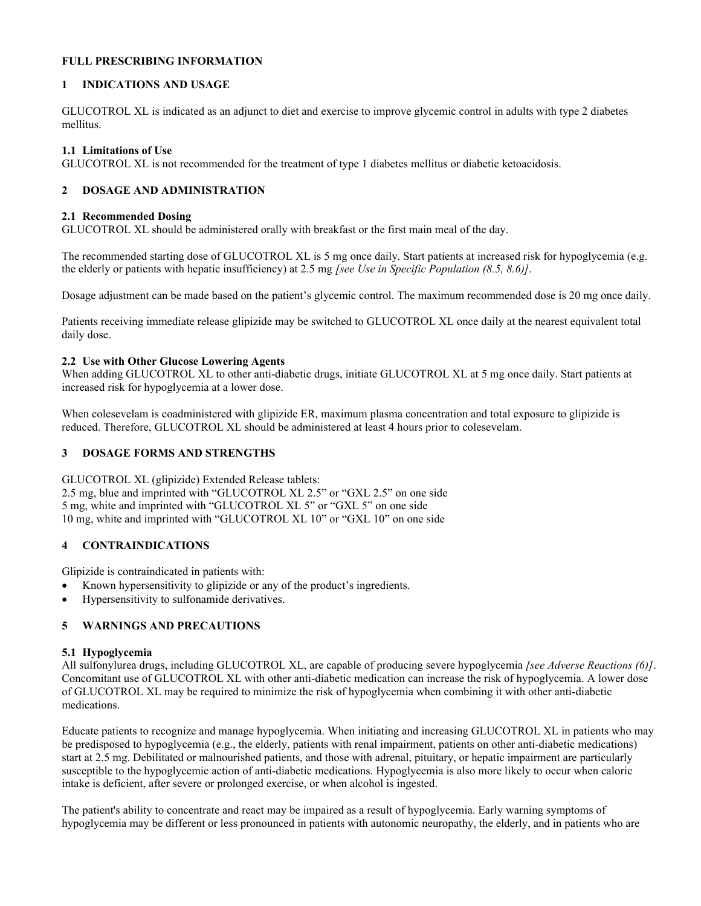# FULL PRESCRIBING INFORMATION

## 1 INDICATIONS AND USAGE

GLUCOTROL XL is indicated as an adjunct to diet and exercise to improve glycemic control in adults with type 2 diabetes mellitus.

### 1.1 Limitations of Use

GLUCOTROL XL is not recommended for the treatment of type 1 diabetes mellitus or diabetic ketoacidosis.

## 2 DOSAGE AND ADMINISTRATION

### 2.1 Recommended Dosing

GLUCOTROL XL should be administered orally with breakfast or the first main meal of the day.

The recommended starting dose of GLUCOTROL XL is 5 mg once daily. Start patients at increased risk for hypoglycemia (e.g. the elderly or patients with hepatic insufficiency) at 2.5 mg *[see Use in Specific Population (8.5, 8.6)]*.

Dosage adjustment can be made based on the patient's glycemic control. The maximum recommended dose is 20 mg once daily.

Patients receiving immediate release glipizide may be switched to GLUCOTROL XL once daily at the nearest equivalent total daily dose.

### 2.2 Use with Other Glucose Lowering Agents

When adding GLUCOTROL XL to other anti-diabetic drugs, initiate GLUCOTROL XL at 5 mg once daily. Start patients at increased risk for hypoglycemia at a lower dose.

When colesevelam is coadministered with glipizide ER, maximum plasma concentration and total exposure to glipizide is reduced. Therefore, GLUCOTROL XL should be administered at least 4 hours prior to colesevelam.

## 3 DOSAGE FORMS AND STRENGTHS

GLUCOTROL XL (glipizide) Extended Release tablets:
2.5 mg, blue and imprinted with "GLUCOTROL XL 2.5" or "GXL 2.5" on one side
5 mg, white and imprinted with "GLUCOTROL XL 5" or "GXL 5" on one side
10 mg, white and imprinted with "GLUCOTROL XL 10" or "GXL 10" on one side

## 4 CONTRAINDICATIONS

Glipizide is contraindicated in patients with:

- Known hypersensitivity to glipizide or any of the product's ingredients.
- Hypersensitivity to sulfonamide derivatives.

## 5 WARNINGS AND PRECAUTIONS

### 5.1 Hypoglycemia

All sulfonylurea drugs, including GLUCOTROL XL, are capable of producing severe hypoglycemia *[see Adverse Reactions (6)]*. Concomitant use of GLUCOTROL XL with other anti-diabetic medication can increase the risk of hypoglycemia. A lower dose of GLUCOTROL XL may be required to minimize the risk of hypoglycemia when combining it with other anti-diabetic medications.

Educate patients to recognize and manage hypoglycemia. When initiating and increasing GLUCOTROL XL in patients who may be predisposed to hypoglycemia (e.g., the elderly, patients with renal impairment, patients on other anti-diabetic medications) start at 2.5 mg. Debilitated or malnourished patients, and those with adrenal, pituitary, or hepatic impairment are particularly susceptible to the hypoglycemic action of anti-diabetic medications. Hypoglycemia is also more likely to occur when caloric intake is deficient, after severe or prolonged exercise, or when alcohol is ingested.

The patient's ability to concentrate and react may be impaired as a result of hypoglycemia. Early warning symptoms of hypoglycemia may be different or less pronounced in patients with autonomic neuropathy, the elderly, and in patients who are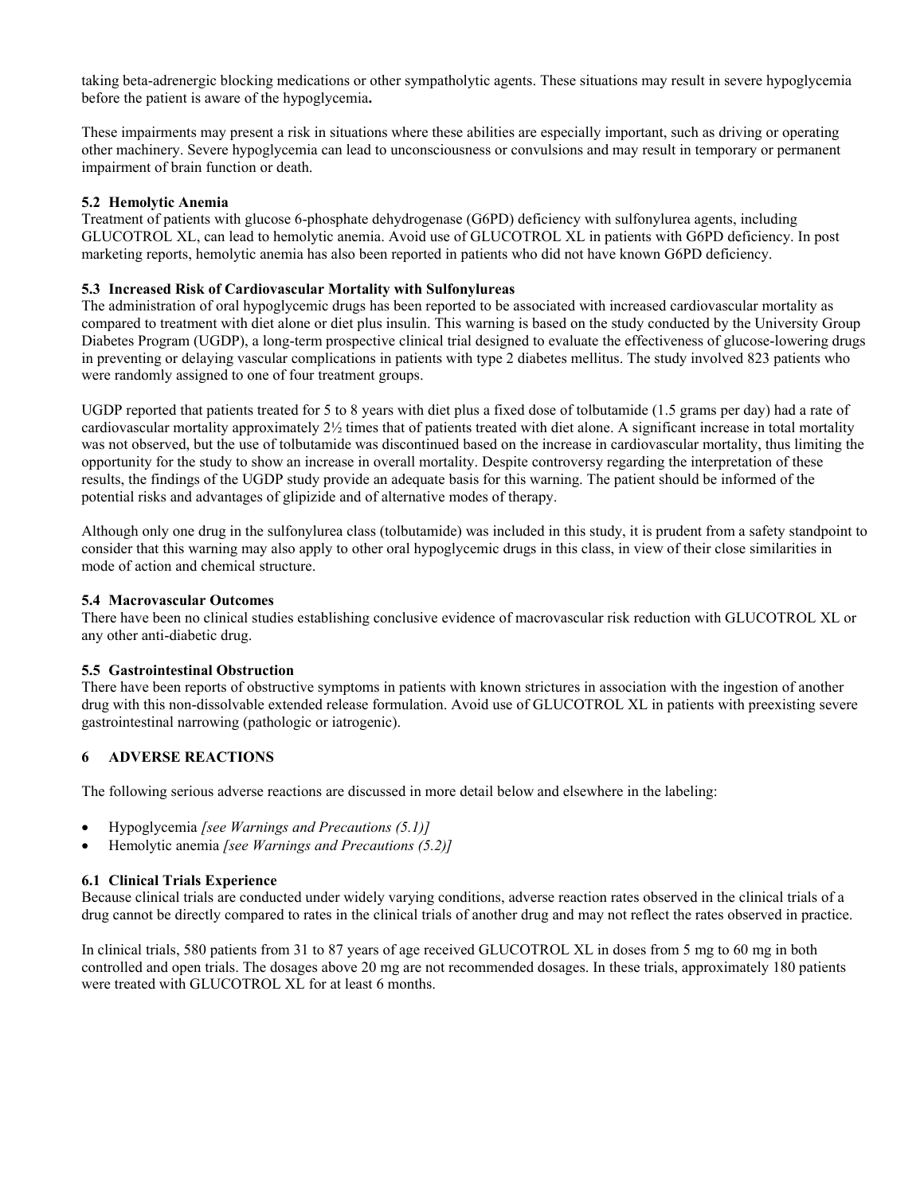taking beta-adrenergic blocking medications or other sympatholytic agents. These situations may result in severe hypoglycemia before the patient is aware of the hypoglycemia**.**

These impairments may present a risk in situations where these abilities are especially important, such as driving or operating other machinery. Severe hypoglycemia can lead to unconsciousness or convulsions and may result in temporary or permanent impairment of brain function or death.

### 5.2 Hemolytic Anemia

Treatment of patients with glucose 6-phosphate dehydrogenase (G6PD) deficiency with sulfonylurea agents, including GLUCOTROL XL, can lead to hemolytic anemia. Avoid use of GLUCOTROL XL in patients with G6PD deficiency. In post marketing reports, hemolytic anemia has also been reported in patients who did not have known G6PD deficiency.

### 5.3 Increased Risk of Cardiovascular Mortality with Sulfonylureas

The administration of oral hypoglycemic drugs has been reported to be associated with increased cardiovascular mortality as compared to treatment with diet alone or diet plus insulin. This warning is based on the study conducted by the University Group Diabetes Program (UGDP), a long-term prospective clinical trial designed to evaluate the effectiveness of glucose-lowering drugs in preventing or delaying vascular complications in patients with type 2 diabetes mellitus. The study involved 823 patients who were randomly assigned to one of four treatment groups.

UGDP reported that patients treated for 5 to 8 years with diet plus a fixed dose of tolbutamide (1.5 grams per day) had a rate of cardiovascular mortality approximately 2½ times that of patients treated with diet alone. A significant increase in total mortality was not observed, but the use of tolbutamide was discontinued based on the increase in cardiovascular mortality, thus limiting the opportunity for the study to show an increase in overall mortality. Despite controversy regarding the interpretation of these results, the findings of the UGDP study provide an adequate basis for this warning. The patient should be informed of the potential risks and advantages of glipizide and of alternative modes of therapy.

Although only one drug in the sulfonylurea class (tolbutamide) was included in this study, it is prudent from a safety standpoint to consider that this warning may also apply to other oral hypoglycemic drugs in this class, in view of their close similarities in mode of action and chemical structure.

### 5.4 Macrovascular Outcomes

There have been no clinical studies establishing conclusive evidence of macrovascular risk reduction with GLUCOTROL XL or any other anti-diabetic drug.

### 5.5 Gastrointestinal Obstruction

There have been reports of obstructive symptoms in patients with known strictures in association with the ingestion of another drug with this non-dissolvable extended release formulation. Avoid use of GLUCOTROL XL in patients with preexisting severe gastrointestinal narrowing (pathologic or iatrogenic).

## 6 ADVERSE REACTIONS

The following serious adverse reactions are discussed in more detail below and elsewhere in the labeling:

- Hypoglycemia *[see Warnings and Precautions (5.1)]*
- Hemolytic anemia *[see Warnings and Precautions (5.2)]*

### 6.1 Clinical Trials Experience

Because clinical trials are conducted under widely varying conditions, adverse reaction rates observed in the clinical trials of a drug cannot be directly compared to rates in the clinical trials of another drug and may not reflect the rates observed in practice.

In clinical trials, 580 patients from 31 to 87 years of age received GLUCOTROL XL in doses from 5 mg to 60 mg in both controlled and open trials. The dosages above 20 mg are not recommended dosages. In these trials, approximately 180 patients were treated with GLUCOTROL XL for at least 6 months.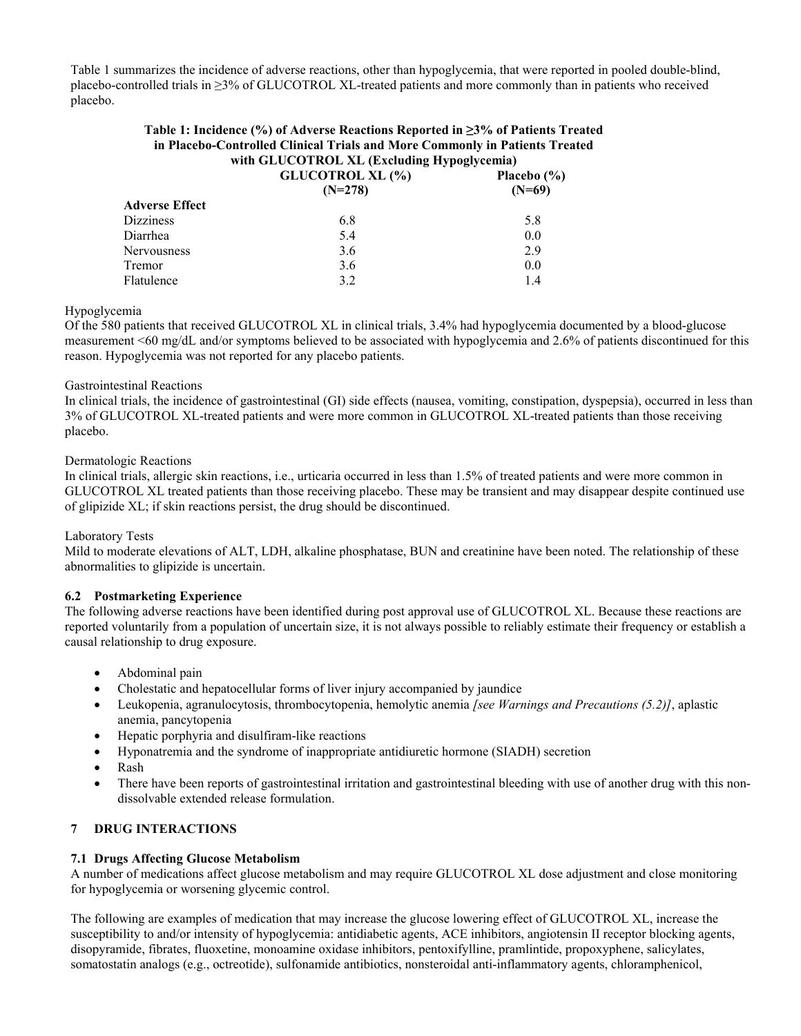Table 1 summarizes the incidence of adverse reactions, other than hypoglycemia, that were reported in pooled double-blind, placebo-controlled trials in ≥3% of GLUCOTROL XL-treated patients and more commonly than in patients who received placebo.

**Table 1: Incidence (%) of Adverse Reactions Reported in ≥3% of Patients Treated in Placebo-Controlled Clinical Trials and More Commonly in Patients Treated with GLUCOTROL XL (Excluding Hypoglycemia)**

| Adverse Effect | GLUCOTROL XL (%) (N=278) | Placebo (%) (N=69) |
|---|---|---|
| Dizziness | 6.8 | 5.8 |
| Diarrhea | 5.4 | 0.0 |
| Nervousness | 3.6 | 2.9 |
| Tremor | 3.6 | 0.0 |
| Flatulence | 3.2 | 1.4 |

Hypoglycemia

Of the 580 patients that received GLUCOTROL XL in clinical trials, 3.4% had hypoglycemia documented by a blood-glucose measurement <60 mg/dL and/or symptoms believed to be associated with hypoglycemia and 2.6% of patients discontinued for this reason. Hypoglycemia was not reported for any placebo patients.

Gastrointestinal Reactions

In clinical trials, the incidence of gastrointestinal (GI) side effects (nausea, vomiting, constipation, dyspepsia), occurred in less than 3% of GLUCOTROL XL-treated patients and were more common in GLUCOTROL XL-treated patients than those receiving placebo.

Dermatologic Reactions

In clinical trials, allergic skin reactions, i.e., urticaria occurred in less than 1.5% of treated patients and were more common in GLUCOTROL XL treated patients than those receiving placebo. These may be transient and may disappear despite continued use of glipizide XL; if skin reactions persist, the drug should be discontinued.

Laboratory Tests

Mild to moderate elevations of ALT, LDH, alkaline phosphatase, BUN and creatinine have been noted. The relationship of these abnormalities to glipizide is uncertain.

### 6.2 Postmarketing Experience

The following adverse reactions have been identified during post approval use of GLUCOTROL XL. Because these reactions are reported voluntarily from a population of uncertain size, it is not always possible to reliably estimate their frequency or establish a causal relationship to drug exposure.

- Abdominal pain
- Cholestatic and hepatocellular forms of liver injury accompanied by jaundice
- Leukopenia, agranulocytosis, thrombocytopenia, hemolytic anemia *[see Warnings and Precautions (5.2)]*, aplastic anemia, pancytopenia
- Hepatic porphyria and disulfiram-like reactions
- Hyponatremia and the syndrome of inappropriate antidiuretic hormone (SIADH) secretion
- Rash
- There have been reports of gastrointestinal irritation and gastrointestinal bleeding with use of another drug with this non-dissolvable extended release formulation.

## 7 DRUG INTERACTIONS

### 7.1 Drugs Affecting Glucose Metabolism

A number of medications affect glucose metabolism and may require GLUCOTROL XL dose adjustment and close monitoring for hypoglycemia or worsening glycemic control.

The following are examples of medication that may increase the glucose lowering effect of GLUCOTROL XL, increase the susceptibility to and/or intensity of hypoglycemia: antidiabetic agents, ACE inhibitors, angiotensin II receptor blocking agents, disopyramide, fibrates, fluoxetine, monoamine oxidase inhibitors, pentoxifylline, pramlintide, propoxyphene, salicylates, somatostatin analogs (e.g., octreotide), sulfonamide antibiotics, nonsteroidal anti-inflammatory agents, chloramphenicol,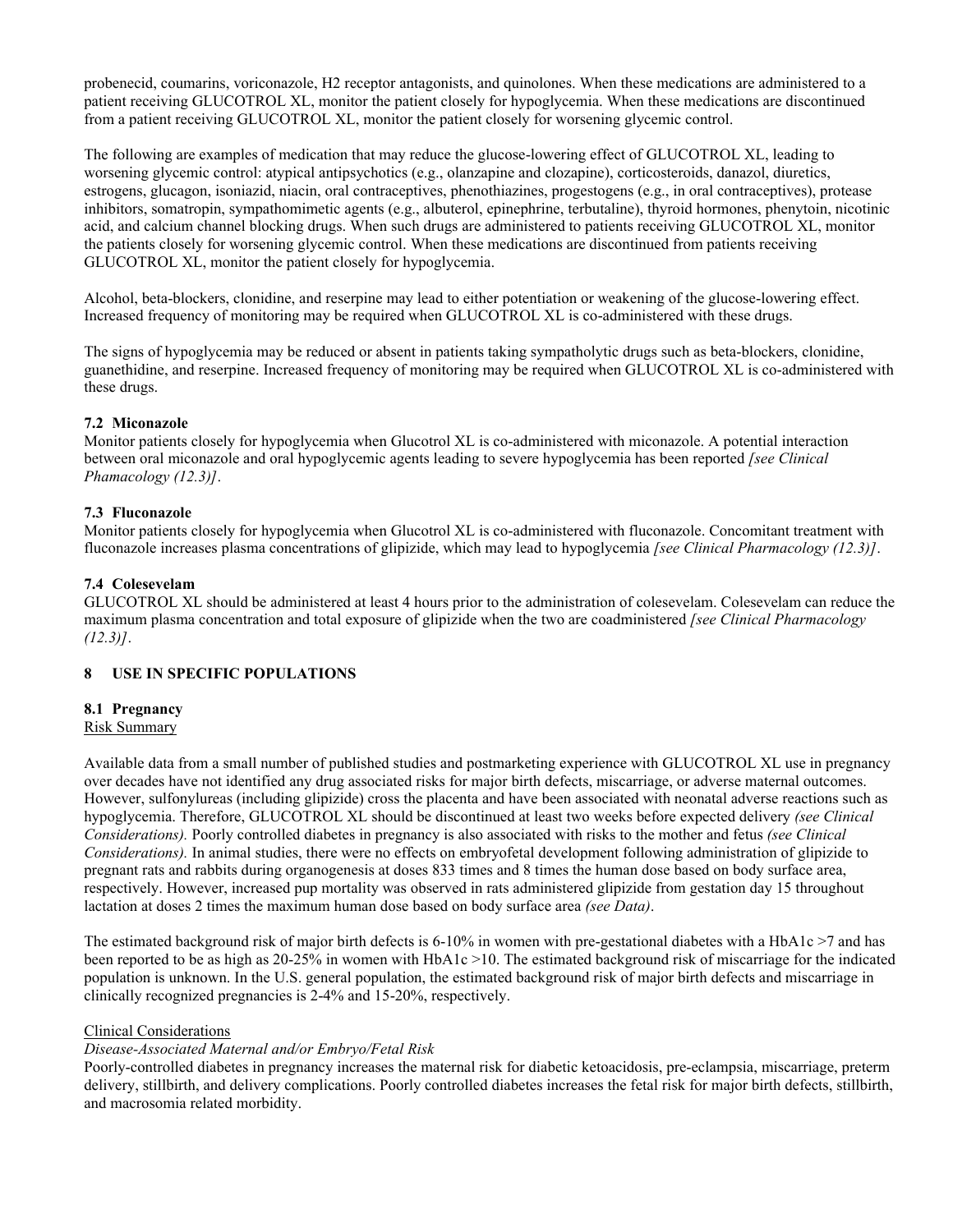probenecid, coumarins, voriconazole, H2 receptor antagonists, and quinolones. When these medications are administered to a patient receiving GLUCOTROL XL, monitor the patient closely for hypoglycemia. When these medications are discontinued from a patient receiving GLUCOTROL XL, monitor the patient closely for worsening glycemic control.

The following are examples of medication that may reduce the glucose-lowering effect of GLUCOTROL XL, leading to worsening glycemic control: atypical antipsychotics (e.g., olanzapine and clozapine), corticosteroids, danazol, diuretics, estrogens, glucagon, isoniazid, niacin, oral contraceptives, phenothiazines, progestogens (e.g., in oral contraceptives), protease inhibitors, somatropin, sympathomimetic agents (e.g., albuterol, epinephrine, terbutaline), thyroid hormones, phenytoin, nicotinic acid, and calcium channel blocking drugs. When such drugs are administered to patients receiving GLUCOTROL XL, monitor the patients closely for worsening glycemic control. When these medications are discontinued from patients receiving GLUCOTROL XL, monitor the patient closely for hypoglycemia.

Alcohol, beta-blockers, clonidine, and reserpine may lead to either potentiation or weakening of the glucose-lowering effect. Increased frequency of monitoring may be required when GLUCOTROL XL is co-administered with these drugs.

The signs of hypoglycemia may be reduced or absent in patients taking sympatholytic drugs such as beta-blockers, clonidine, guanethidine, and reserpine. Increased frequency of monitoring may be required when GLUCOTROL XL is co-administered with these drugs.

### 7.2 Miconazole

Monitor patients closely for hypoglycemia when Glucotrol XL is co-administered with miconazole. A potential interaction between oral miconazole and oral hypoglycemic agents leading to severe hypoglycemia has been reported *[see Clinical Phamacology (12.3)]*.

### 7.3 Fluconazole

Monitor patients closely for hypoglycemia when Glucotrol XL is co-administered with fluconazole. Concomitant treatment with fluconazole increases plasma concentrations of glipizide, which may lead to hypoglycemia *[see Clinical Pharmacology (12.3)]*.

### 7.4 Colesevelam

GLUCOTROL XL should be administered at least 4 hours prior to the administration of colesevelam. Colesevelam can reduce the maximum plasma concentration and total exposure of glipizide when the two are coadministered *[see Clinical Pharmacology (12.3)]*.

## 8 USE IN SPECIFIC POPULATIONS

### 8.1 Pregnancy

Risk Summary

Available data from a small number of published studies and postmarketing experience with GLUCOTROL XL use in pregnancy over decades have not identified any drug associated risks for major birth defects, miscarriage, or adverse maternal outcomes. However, sulfonylureas (including glipizide) cross the placenta and have been associated with neonatal adverse reactions such as hypoglycemia. Therefore, GLUCOTROL XL should be discontinued at least two weeks before expected delivery *(see Clinical Considerations).* Poorly controlled diabetes in pregnancy is also associated with risks to the mother and fetus *(see Clinical Considerations).* In animal studies, there were no effects on embryofetal development following administration of glipizide to pregnant rats and rabbits during organogenesis at doses 833 times and 8 times the human dose based on body surface area, respectively. However, increased pup mortality was observed in rats administered glipizide from gestation day 15 throughout lactation at doses 2 times the maximum human dose based on body surface area *(see Data)*.

The estimated background risk of major birth defects is 6-10% in women with pre-gestational diabetes with a HbA1c >7 and has been reported to be as high as 20-25% in women with HbA1c >10. The estimated background risk of miscarriage for the indicated population is unknown. In the U.S. general population, the estimated background risk of major birth defects and miscarriage in clinically recognized pregnancies is 2-4% and 15-20%, respectively.

Clinical Considerations

*Disease-Associated Maternal and/or Embryo/Fetal Risk*

Poorly-controlled diabetes in pregnancy increases the maternal risk for diabetic ketoacidosis, pre-eclampsia, miscarriage, preterm delivery, stillbirth, and delivery complications. Poorly controlled diabetes increases the fetal risk for major birth defects, stillbirth, and macrosomia related morbidity.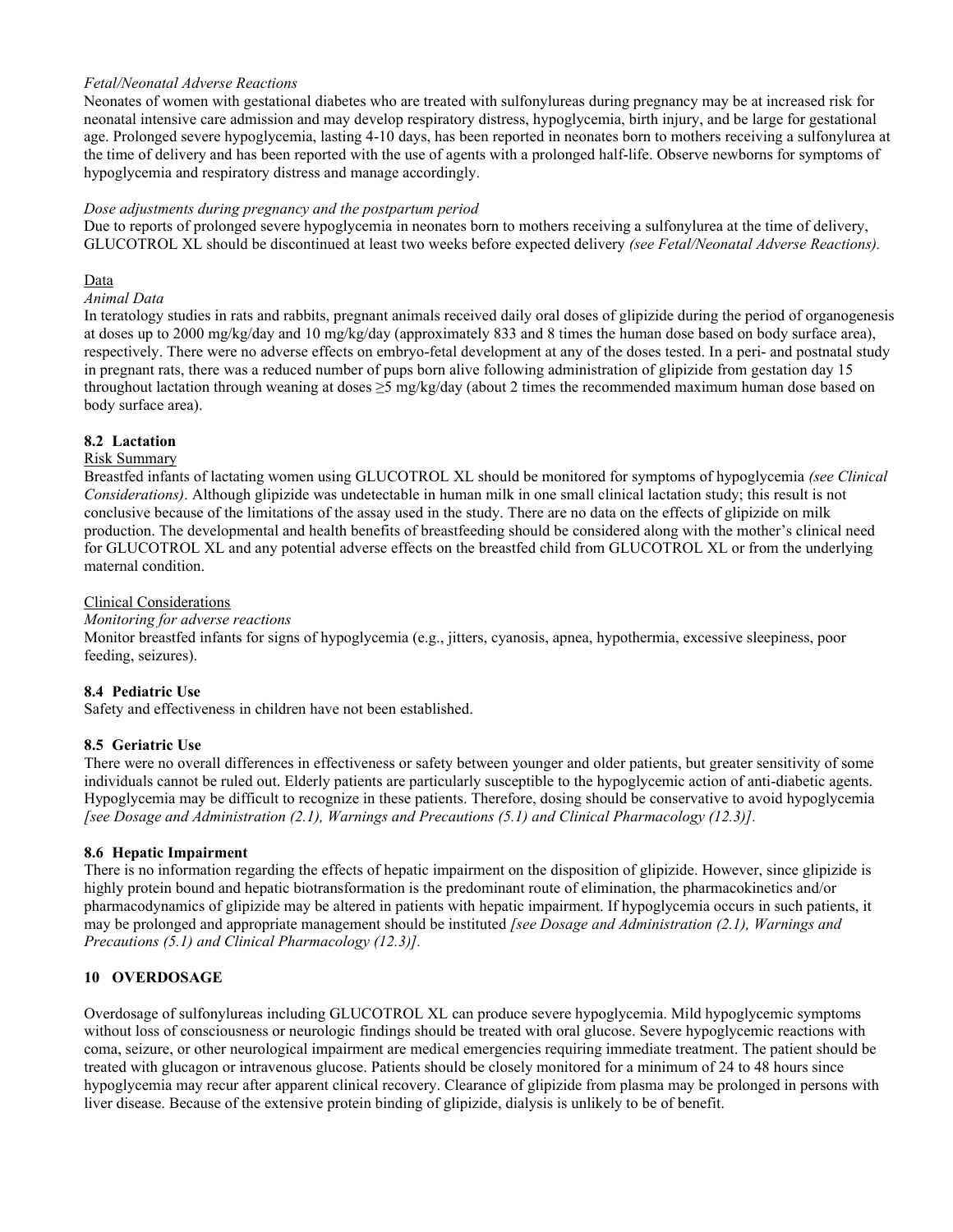*Fetal/Neonatal Adverse Reactions*

Neonates of women with gestational diabetes who are treated with sulfonylureas during pregnancy may be at increased risk for neonatal intensive care admission and may develop respiratory distress, hypoglycemia, birth injury, and be large for gestational age. Prolonged severe hypoglycemia, lasting 4-10 days, has been reported in neonates born to mothers receiving a sulfonylurea at the time of delivery and has been reported with the use of agents with a prolonged half-life. Observe newborns for symptoms of hypoglycemia and respiratory distress and manage accordingly.

*Dose adjustments during pregnancy and the postpartum period*

Due to reports of prolonged severe hypoglycemia in neonates born to mothers receiving a sulfonylurea at the time of delivery, GLUCOTROL XL should be discontinued at least two weeks before expected delivery *(see Fetal/Neonatal Adverse Reactions).*

Data

*Animal Data*

In teratology studies in rats and rabbits, pregnant animals received daily oral doses of glipizide during the period of organogenesis at doses up to 2000 mg/kg/day and 10 mg/kg/day (approximately 833 and 8 times the human dose based on body surface area), respectively. There were no adverse effects on embryo-fetal development at any of the doses tested. In a peri- and postnatal study in pregnant rats, there was a reduced number of pups born alive following administration of glipizide from gestation day 15 throughout lactation through weaning at doses ≥5 mg/kg/day (about 2 times the recommended maximum human dose based on body surface area).

### 8.2 Lactation

Risk Summary

Breastfed infants of lactating women using GLUCOTROL XL should be monitored for symptoms of hypoglycemia *(see Clinical Considerations)*. Although glipizide was undetectable in human milk in one small clinical lactation study; this result is not conclusive because of the limitations of the assay used in the study. There are no data on the effects of glipizide on milk production. The developmental and health benefits of breastfeeding should be considered along with the mother's clinical need for GLUCOTROL XL and any potential adverse effects on the breastfed child from GLUCOTROL XL or from the underlying maternal condition.

Clinical Considerations

*Monitoring for adverse reactions*

Monitor breastfed infants for signs of hypoglycemia (e.g., jitters, cyanosis, apnea, hypothermia, excessive sleepiness, poor feeding, seizures).

### 8.4 Pediatric Use

Safety and effectiveness in children have not been established.

### 8.5 Geriatric Use

There were no overall differences in effectiveness or safety between younger and older patients, but greater sensitivity of some individuals cannot be ruled out. Elderly patients are particularly susceptible to the hypoglycemic action of anti-diabetic agents. Hypoglycemia may be difficult to recognize in these patients. Therefore, dosing should be conservative to avoid hypoglycemia *[see Dosage and Administration (2.1), Warnings and Precautions (5.1) and Clinical Pharmacology (12.3)].*

### 8.6 Hepatic Impairment

There is no information regarding the effects of hepatic impairment on the disposition of glipizide. However, since glipizide is highly protein bound and hepatic biotransformation is the predominant route of elimination, the pharmacokinetics and/or pharmacodynamics of glipizide may be altered in patients with hepatic impairment. If hypoglycemia occurs in such patients, it may be prolonged and appropriate management should be instituted *[see Dosage and Administration (2.1), Warnings and Precautions (5.1) and Clinical Pharmacology (12.3)].*

## 10 OVERDOSAGE

Overdosage of sulfonylureas including GLUCOTROL XL can produce severe hypoglycemia. Mild hypoglycemic symptoms without loss of consciousness or neurologic findings should be treated with oral glucose. Severe hypoglycemic reactions with coma, seizure, or other neurological impairment are medical emergencies requiring immediate treatment. The patient should be treated with glucagon or intravenous glucose. Patients should be closely monitored for a minimum of 24 to 48 hours since hypoglycemia may recur after apparent clinical recovery. Clearance of glipizide from plasma may be prolonged in persons with liver disease. Because of the extensive protein binding of glipizide, dialysis is unlikely to be of benefit.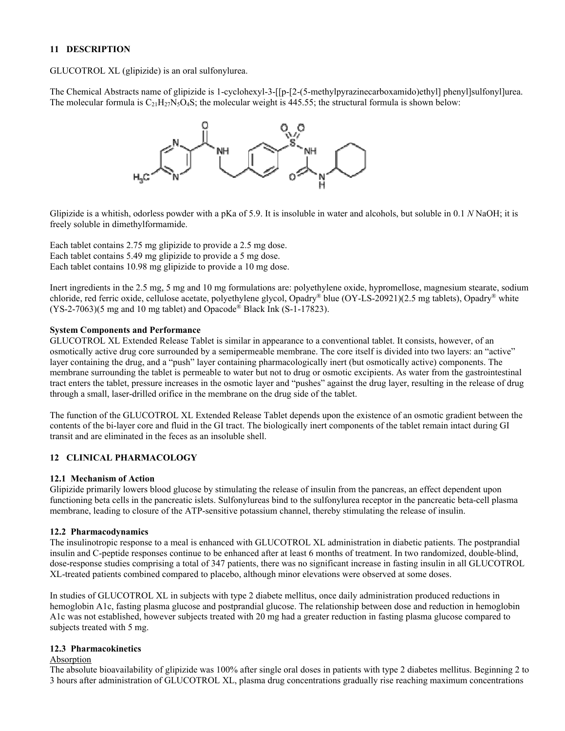## 11 DESCRIPTION

GLUCOTROL XL (glipizide) is an oral sulfonylurea.

The Chemical Abstracts name of glipizide is 1-cyclohexyl-3-[[p-[2-(5-methylpyrazinecarboxamido)ethyl] phenyl]sulfonyl]urea. The molecular formula is $C_{21}H_{27}N_5O_4S$; the molecular weight is 445.55; the structural formula is shown below:

Glipizide is a whitish, odorless powder with a pKa of 5.9. It is insoluble in water and alcohols, but soluble in 0.1 *N* NaOH; it is freely soluble in dimethylformamide.

Each tablet contains 2.75 mg glipizide to provide a 2.5 mg dose.
Each tablet contains 5.49 mg glipizide to provide a 5 mg dose.
Each tablet contains 10.98 mg glipizide to provide a 10 mg dose.

Inert ingredients in the 2.5 mg, 5 mg and 10 mg formulations are: polyethylene oxide, hypromellose, magnesium stearate, sodium chloride, red ferric oxide, cellulose acetate, polyethylene glycol, Opadry® blue (OY-LS-20921)(2.5 mg tablets), Opadry® white (YS-2-7063)(5 mg and 10 mg tablet) and Opacode® Black Ink (S-1-17823).

**System Components and Performance**
GLUCOTROL XL Extended Release Tablet is similar in appearance to a conventional tablet. It consists, however, of an osmotically active drug core surrounded by a semipermeable membrane. The core itself is divided into two layers: an "active" layer containing the drug, and a "push" layer containing pharmacologically inert (but osmotically active) components. The membrane surrounding the tablet is permeable to water but not to drug or osmotic excipients. As water from the gastrointestinal tract enters the tablet, pressure increases in the osmotic layer and "pushes" against the drug layer, resulting in the release of drug through a small, laser-drilled orifice in the membrane on the drug side of the tablet.

The function of the GLUCOTROL XL Extended Release Tablet depends upon the existence of an osmotic gradient between the contents of the bi-layer core and fluid in the GI tract. The biologically inert components of the tablet remain intact during GI transit and are eliminated in the feces as an insoluble shell.

## 12 CLINICAL PHARMACOLOGY

### 12.1 Mechanism of Action

Glipizide primarily lowers blood glucose by stimulating the release of insulin from the pancreas, an effect dependent upon functioning beta cells in the pancreatic islets. Sulfonylureas bind to the sulfonylurea receptor in the pancreatic beta-cell plasma membrane, leading to closure of the ATP-sensitive potassium channel, thereby stimulating the release of insulin.

### 12.2 Pharmacodynamics

The insulinotropic response to a meal is enhanced with GLUCOTROL XL administration in diabetic patients. The postprandial insulin and C-peptide responses continue to be enhanced after at least 6 months of treatment. In two randomized, double-blind, dose-response studies comprising a total of 347 patients, there was no significant increase in fasting insulin in all GLUCOTROL XL-treated patients combined compared to placebo, although minor elevations were observed at some doses.

In studies of GLUCOTROL XL in subjects with type 2 diabete mellitus, once daily administration produced reductions in hemoglobin A1c, fasting plasma glucose and postprandial glucose. The relationship between dose and reduction in hemoglobin A1c was not established, however subjects treated with 20 mg had a greater reduction in fasting plasma glucose compared to subjects treated with 5 mg.

### 12.3 Pharmacokinetics

Absorption

The absolute bioavailability of glipizide was 100% after single oral doses in patients with type 2 diabetes mellitus. Beginning 2 to 3 hours after administration of GLUCOTROL XL, plasma drug concentrations gradually rise reaching maximum concentrations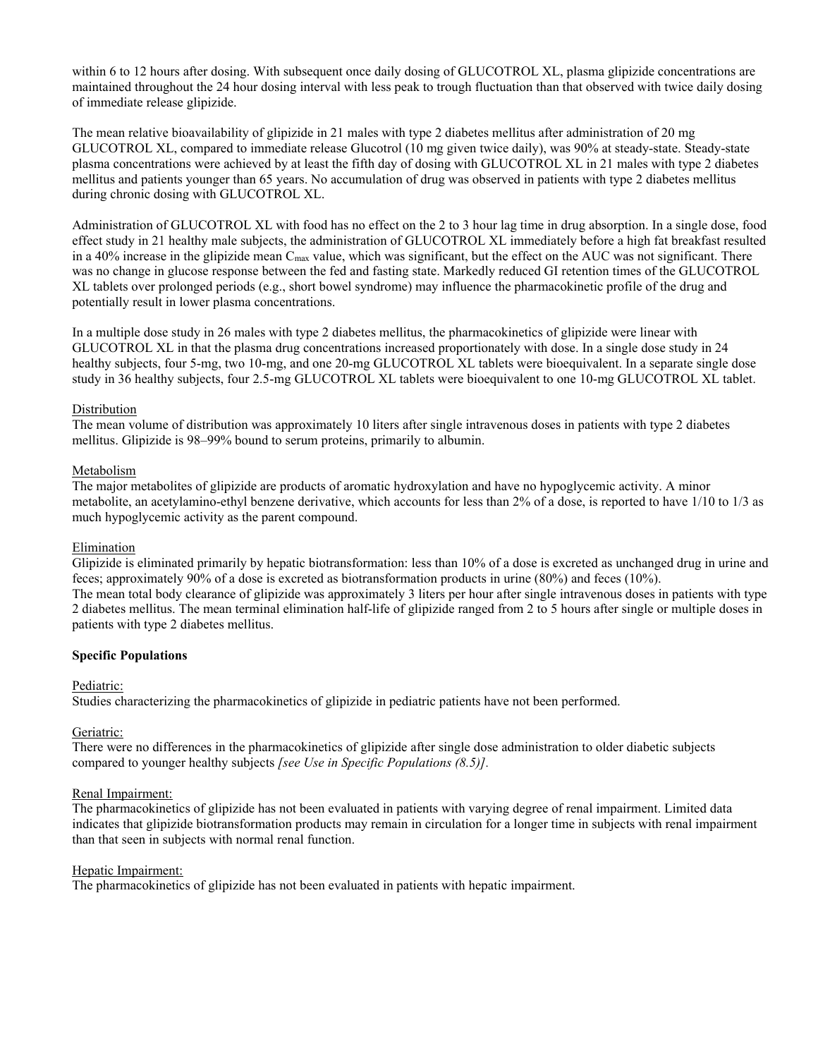within 6 to 12 hours after dosing. With subsequent once daily dosing of GLUCOTROL XL, plasma glipizide concentrations are maintained throughout the 24 hour dosing interval with less peak to trough fluctuation than that observed with twice daily dosing of immediate release glipizide.

The mean relative bioavailability of glipizide in 21 males with type 2 diabetes mellitus after administration of 20 mg GLUCOTROL XL, compared to immediate release Glucotrol (10 mg given twice daily), was 90% at steady-state. Steady-state plasma concentrations were achieved by at least the fifth day of dosing with GLUCOTROL XL in 21 males with type 2 diabetes mellitus and patients younger than 65 years. No accumulation of drug was observed in patients with type 2 diabetes mellitus during chronic dosing with GLUCOTROL XL.

Administration of GLUCOTROL XL with food has no effect on the 2 to 3 hour lag time in drug absorption. In a single dose, food effect study in 21 healthy male subjects, the administration of GLUCOTROL XL immediately before a high fat breakfast resulted in a 40% increase in the glipizide mean $C_{max}$ value, which was significant, but the effect on the AUC was not significant. There was no change in glucose response between the fed and fasting state. Markedly reduced GI retention times of the GLUCOTROL XL tablets over prolonged periods (e.g., short bowel syndrome) may influence the pharmacokinetic profile of the drug and potentially result in lower plasma concentrations.

In a multiple dose study in 26 males with type 2 diabetes mellitus, the pharmacokinetics of glipizide were linear with GLUCOTROL XL in that the plasma drug concentrations increased proportionately with dose. In a single dose study in 24 healthy subjects, four 5-mg, two 10-mg, and one 20-mg GLUCOTROL XL tablets were bioequivalent. In a separate single dose study in 36 healthy subjects, four 2.5-mg GLUCOTROL XL tablets were bioequivalent to one 10-mg GLUCOTROL XL tablet.

Distribution

The mean volume of distribution was approximately 10 liters after single intravenous doses in patients with type 2 diabetes mellitus. Glipizide is 98–99% bound to serum proteins, primarily to albumin.

Metabolism

The major metabolites of glipizide are products of aromatic hydroxylation and have no hypoglycemic activity. A minor metabolite, an acetylamino-ethyl benzene derivative, which accounts for less than 2% of a dose, is reported to have 1/10 to 1/3 as much hypoglycemic activity as the parent compound.

Elimination

Glipizide is eliminated primarily by hepatic biotransformation: less than 10% of a dose is excreted as unchanged drug in urine and feces; approximately 90% of a dose is excreted as biotransformation products in urine (80%) and feces (10%).
The mean total body clearance of glipizide was approximately 3 liters per hour after single intravenous doses in patients with type 2 diabetes mellitus. The mean terminal elimination half-life of glipizide ranged from 2 to 5 hours after single or multiple doses in patients with type 2 diabetes mellitus.

**Specific Populations**

Pediatric:

Studies characterizing the pharmacokinetics of glipizide in pediatric patients have not been performed.

Geriatric:

There were no differences in the pharmacokinetics of glipizide after single dose administration to older diabetic subjects compared to younger healthy subjects *[see Use in Specific Populations (8.5)].*

Renal Impairment:

The pharmacokinetics of glipizide has not been evaluated in patients with varying degree of renal impairment. Limited data indicates that glipizide biotransformation products may remain in circulation for a longer time in subjects with renal impairment than that seen in subjects with normal renal function.

Hepatic Impairment:

The pharmacokinetics of glipizide has not been evaluated in patients with hepatic impairment.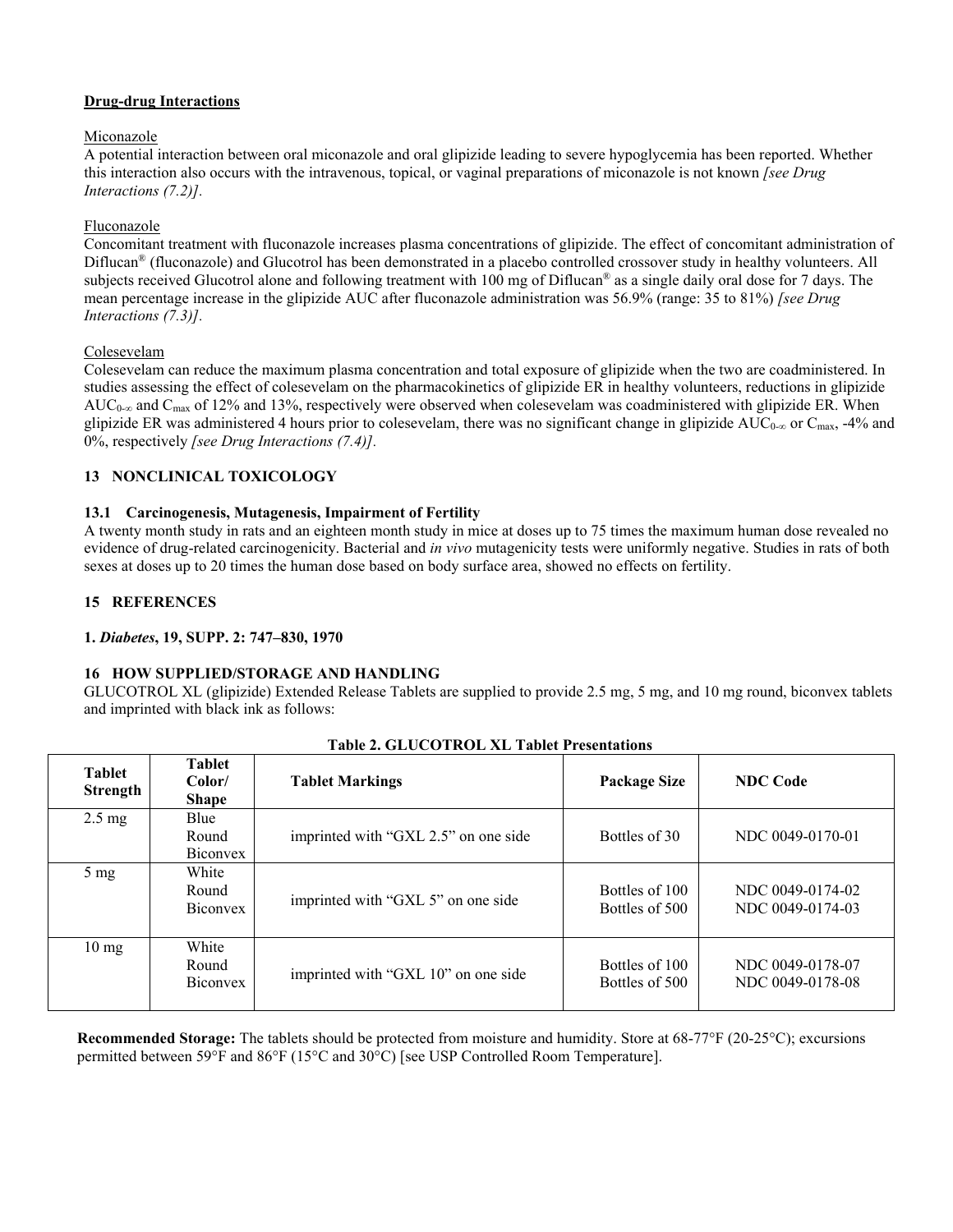**Drug-drug Interactions**

Miconazole

A potential interaction between oral miconazole and oral glipizide leading to severe hypoglycemia has been reported. Whether this interaction also occurs with the intravenous, topical, or vaginal preparations of miconazole is not known *[see Drug Interactions (7.2)]*.

Fluconazole

Concomitant treatment with fluconazole increases plasma concentrations of glipizide. The effect of concomitant administration of Diflucan® (fluconazole) and Glucotrol has been demonstrated in a placebo controlled crossover study in healthy volunteers. All subjects received Glucotrol alone and following treatment with 100 mg of Diflucan® as a single daily oral dose for 7 days. The mean percentage increase in the glipizide AUC after fluconazole administration was 56.9% (range: 35 to 81%) *[see Drug Interactions (7.3)]*.

Colesevelam

Colesevelam can reduce the maximum plasma concentration and total exposure of glipizide when the two are coadministered. In studies assessing the effect of colesevelam on the pharmacokinetics of glipizide ER in healthy volunteers, reductions in glipizide $AUC_{0-\infty}$ and $C_{max}$ of 12% and 13%, respectively were observed when colesevelam was coadministered with glipizide ER. When glipizide ER was administered 4 hours prior to colesevelam, there was no significant change in glipizide $AUC_{0-\infty}$ or $C_{max}$, -4% and 0%, respectively *[see Drug Interactions (7.4)]*.

## 13 NONCLINICAL TOXICOLOGY

### 13.1 Carcinogenesis, Mutagenesis, Impairment of Fertility

A twenty month study in rats and an eighteen month study in mice at doses up to 75 times the maximum human dose revealed no evidence of drug-related carcinogenicity. Bacterial and *in vivo* mutagenicity tests were uniformly negative. Studies in rats of both sexes at doses up to 20 times the human dose based on body surface area, showed no effects on fertility.

## 15 REFERENCES

**1. *Diabetes*, 19, SUPP. 2: 747–830, 1970**

## 16 HOW SUPPLIED/STORAGE AND HANDLING

GLUCOTROL XL (glipizide) Extended Release Tablets are supplied to provide 2.5 mg, 5 mg, and 10 mg round, biconvex tablets and imprinted with black ink as follows:

**Table 2. GLUCOTROL XL Tablet Presentations**

| Tablet Strength | Tablet Color/ Shape | Tablet Markings | Package Size | NDC Code |
|---|---|---|---|---|
| 2.5 mg | Blue Round Biconvex | imprinted with “GXL 2.5” on one side | Bottles of 30 | NDC 0049-0170-01 |
| 5 mg | White Round Biconvex | imprinted with “GXL 5” on one side | Bottles of 100<br>Bottles of 500 | NDC 0049-0174-02<br>NDC 0049-0174-03 |
| 10 mg | White Round Biconvex | imprinted with “GXL 10” on one side | Bottles of 100<br>Bottles of 500 | NDC 0049-0178-07<br>NDC 0049-0178-08 |

**Recommended Storage:** The tablets should be protected from moisture and humidity. Store at 68-77°F (20-25°C); excursions permitted between 59°F and 86°F (15°C and 30°C) [see USP Controlled Room Temperature].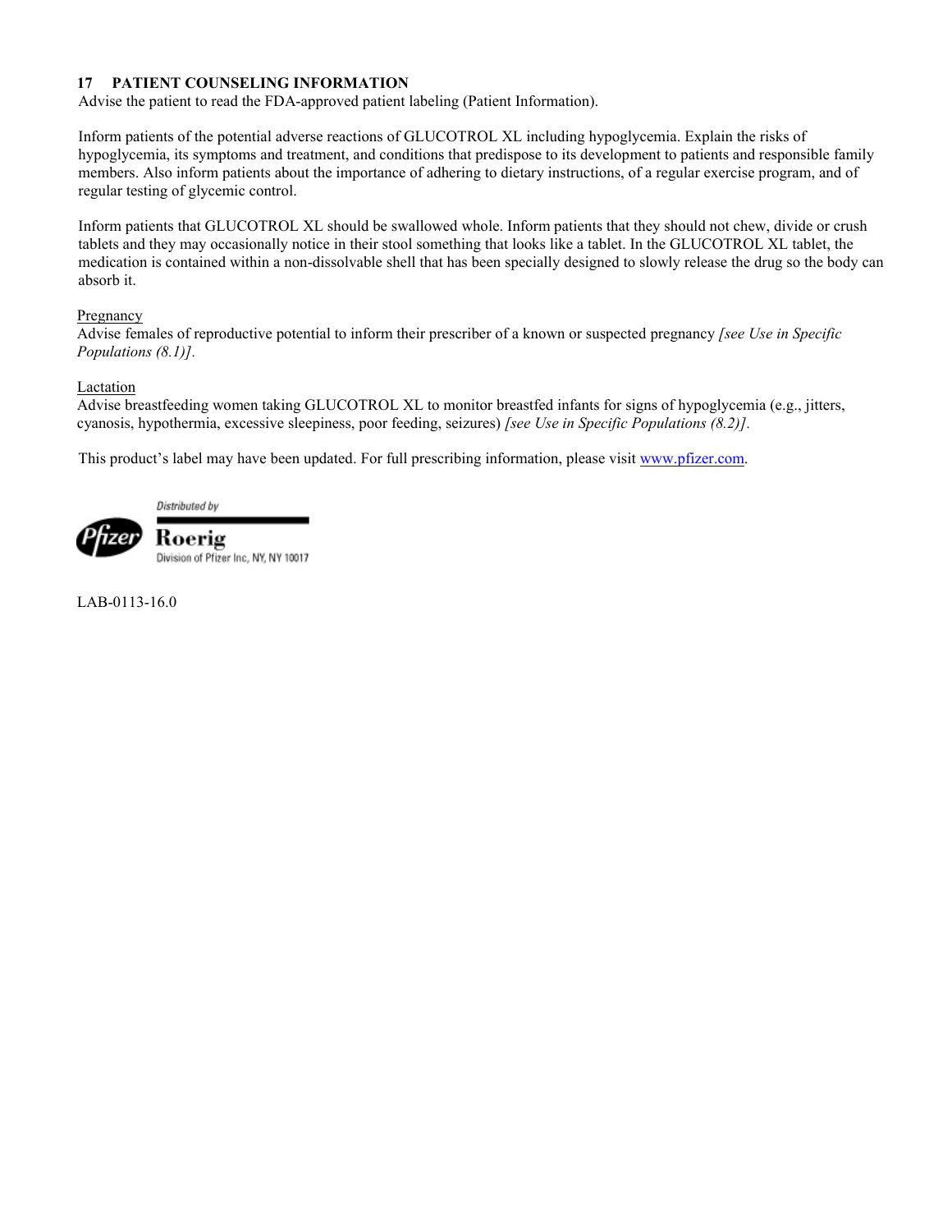## 17 PATIENT COUNSELING INFORMATION

Advise the patient to read the FDA-approved patient labeling (Patient Information).

Inform patients of the potential adverse reactions of GLUCOTROL XL including hypoglycemia. Explain the risks of hypoglycemia, its symptoms and treatment, and conditions that predispose to its development to patients and responsible family members. Also inform patients about the importance of adhering to dietary instructions, of a regular exercise program, and of regular testing of glycemic control.

Inform patients that GLUCOTROL XL should be swallowed whole. Inform patients that they should not chew, divide or crush tablets and they may occasionally notice in their stool something that looks like a tablet. In the GLUCOTROL XL tablet, the medication is contained within a non-dissolvable shell that has been specially designed to slowly release the drug so the body can absorb it.

Pregnancy

Advise females of reproductive potential to inform their prescriber of a known or suspected pregnancy *[see Use in Specific Populations (8.1)]*.

Lactation

Advise breastfeeding women taking GLUCOTROL XL to monitor breastfed infants for signs of hypoglycemia (e.g., jitters, cyanosis, hypothermia, excessive sleepiness, poor feeding, seizures) *[see Use in Specific Populations (8.2)]*.

This product's label may have been updated. For full prescribing information, please visit www.pfizer.com.

Distributed by

Pfizer

Roerig

Division of Pfizer Inc, NY, NY 10017

LAB-0113-16.0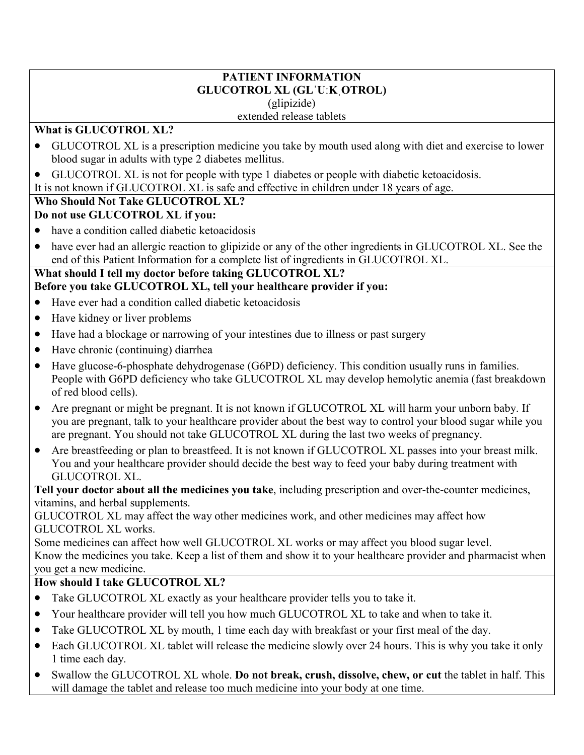**PATIENT INFORMATION**
**GLUCOTROL XL (GLˈU꞉Kˌ OTROL)**
(glipizide)
extended release tablets

**What is GLUCOTROL XL?**

- GLUCOTROL XL is a prescription medicine you take by mouth used along with diet and exercise to lower blood sugar in adults with type 2 diabetes mellitus.
- GLUCOTROL XL is not for people with type 1 diabetes or people with diabetic ketoacidosis.

It is not known if GLUCOTROL XL is safe and effective in children under 18 years of age.

**Who Should Not Take GLUCOTROL XL?**
**Do not use GLUCOTROL XL if you:**

- have a condition called diabetic ketoacidosis
- have ever had an allergic reaction to glipizide or any of the other ingredients in GLUCOTROL XL. See the end of this Patient Information for a complete list of ingredients in GLUCOTROL XL.

**What should I tell my doctor before taking GLUCOTROL XL?**
**Before you take GLUCOTROL XL, tell your healthcare provider if you:**

- Have ever had a condition called diabetic ketoacidosis
- Have kidney or liver problems
- Have had a blockage or narrowing of your intestines due to illness or past surgery
- Have chronic (continuing) diarrhea
- Have glucose-6-phosphate dehydrogenase (G6PD) deficiency. This condition usually runs in families. People with G6PD deficiency who take GLUCOTROL XL may develop hemolytic anemia (fast breakdown of red blood cells).
- Are pregnant or might be pregnant. It is not known if GLUCOTROL XL will harm your unborn baby. If you are pregnant, talk to your healthcare provider about the best way to control your blood sugar while you are pregnant. You should not take GLUCOTROL XL during the last two weeks of pregnancy.
- Are breastfeeding or plan to breastfeed. It is not known if GLUCOTROL XL passes into your breast milk. You and your healthcare provider should decide the best way to feed your baby during treatment with GLUCOTROL XL.

**Tell your doctor about all the medicines you take**, including prescription and over-the-counter medicines, vitamins, and herbal supplements.

GLUCOTROL XL may affect the way other medicines work, and other medicines may affect how GLUCOTROL XL works.

Some medicines can affect how well GLUCOTROL XL works or may affect you blood sugar level.

Know the medicines you take. Keep a list of them and show it to your healthcare provider and pharmacist when you get a new medicine.

**How should I take GLUCOTROL XL?**

- Take GLUCOTROL XL exactly as your healthcare provider tells you to take it.
- Your healthcare provider will tell you how much GLUCOTROL XL to take and when to take it.
- Take GLUCOTROL XL by mouth, 1 time each day with breakfast or your first meal of the day.
- Each GLUCOTROL XL tablet will release the medicine slowly over 24 hours. This is why you take it only 1 time each day.
- Swallow the GLUCOTROL XL whole. **Do not break, crush, dissolve, chew, or cut** the tablet in half. This will damage the tablet and release too much medicine into your body at one time.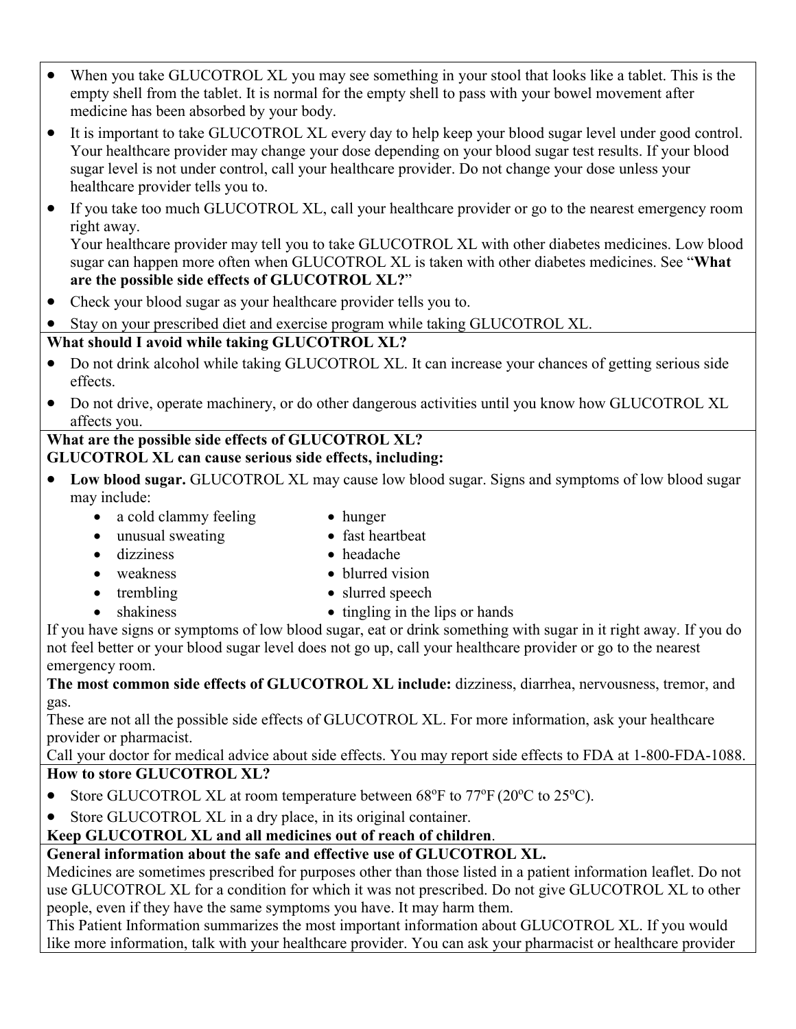- When you take GLUCOTROL XL you may see something in your stool that looks like a tablet. This is the empty shell from the tablet. It is normal for the empty shell to pass with your bowel movement after medicine has been absorbed by your body.
- It is important to take GLUCOTROL XL every day to help keep your blood sugar level under good control. Your healthcare provider may change your dose depending on your blood sugar test results. If your blood sugar level is not under control, call your healthcare provider. Do not change your dose unless your healthcare provider tells you to.
- If you take too much GLUCOTROL XL, call your healthcare provider or go to the nearest emergency room right away.
  Your healthcare provider may tell you to take GLUCOTROL XL with other diabetes medicines. Low blood sugar can happen more often when GLUCOTROL XL is taken with other diabetes medicines. See "**What are the possible side effects of GLUCOTROL XL?**"
- Check your blood sugar as your healthcare provider tells you to.
- Stay on your prescribed diet and exercise program while taking GLUCOTROL XL.

**What should I avoid while taking GLUCOTROL XL?**

- Do not drink alcohol while taking GLUCOTROL XL. It can increase your chances of getting serious side effects.
- Do not drive, operate machinery, or do other dangerous activities until you know how GLUCOTROL XL affects you.

**What are the possible side effects of GLUCOTROL XL?**
**GLUCOTROL XL can cause serious side effects, including:**

- **Low blood sugar.** GLUCOTROL XL may cause low blood sugar. Signs and symptoms of low blood sugar may include:
  - a cold clammy feeling
  - unusual sweating
  - dizziness
  - weakness
  - trembling
  - shakiness
  - hunger
  - fast heartbeat
  - headache
  - blurred vision
  - slurred speech
  - tingling in the lips or hands

If you have signs or symptoms of low blood sugar, eat or drink something with sugar in it right away. If you do not feel better or your blood sugar level does not go up, call your healthcare provider or go to the nearest emergency room.

**The most common side effects of GLUCOTROL XL include:** dizziness, diarrhea, nervousness, tremor, and gas.

These are not all the possible side effects of GLUCOTROL XL. For more information, ask your healthcare provider or pharmacist.

Call your doctor for medical advice about side effects. You may report side effects to FDA at 1-800-FDA-1088.

**How to store GLUCOTROL XL?**

- Store GLUCOTROL XL at room temperature between 68ºF to 77ºF (20ºC to 25ºC).
- Store GLUCOTROL XL in a dry place, in its original container.

**Keep GLUCOTROL XL and all medicines out of reach of children**.

**General information about the safe and effective use of GLUCOTROL XL.**

Medicines are sometimes prescribed for purposes other than those listed in a patient information leaflet. Do not use GLUCOTROL XL for a condition for which it was not prescribed. Do not give GLUCOTROL XL to other people, even if they have the same symptoms you have. It may harm them.

This Patient Information summarizes the most important information about GLUCOTROL XL. If you would like more information, talk with your healthcare provider. You can ask your pharmacist or healthcare provider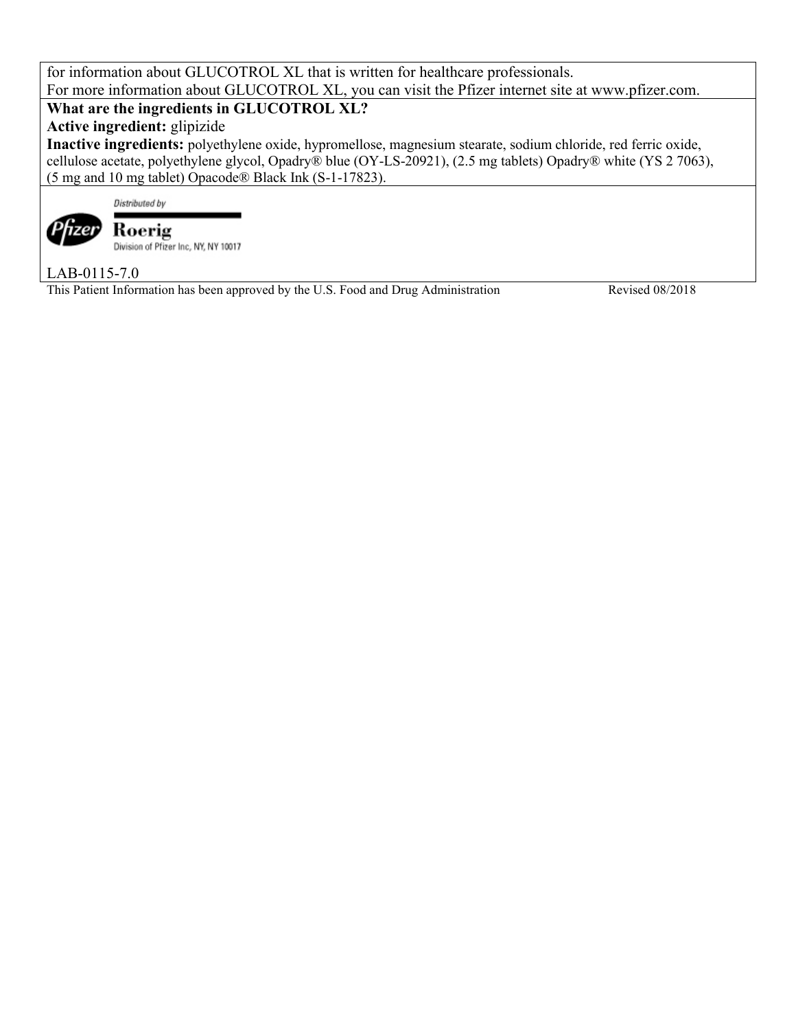for information about GLUCOTROL XL that is written for healthcare professionals.
For more information about GLUCOTROL XL, you can visit the Pfizer internet site at www.pfizer.com.

**What are the ingredients in GLUCOTROL XL?**

**Active ingredient:** glipizide

**Inactive ingredients:** polyethylene oxide, hypromellose, magnesium stearate, sodium chloride, red ferric oxide, cellulose acetate, polyethylene glycol, Opadry® blue (OY-LS-20921), (2.5 mg tablets) Opadry® white (YS 2 7063), (5 mg and 10 mg tablet) Opacode® Black Ink (S-1-17823).

Distributed by
Pfizer Roerig
Division of Pfizer Inc, NY, NY 10017

LAB-0115-7.0

This Patient Information has been approved by the U.S. Food and Drug Administration Revised 08/2018